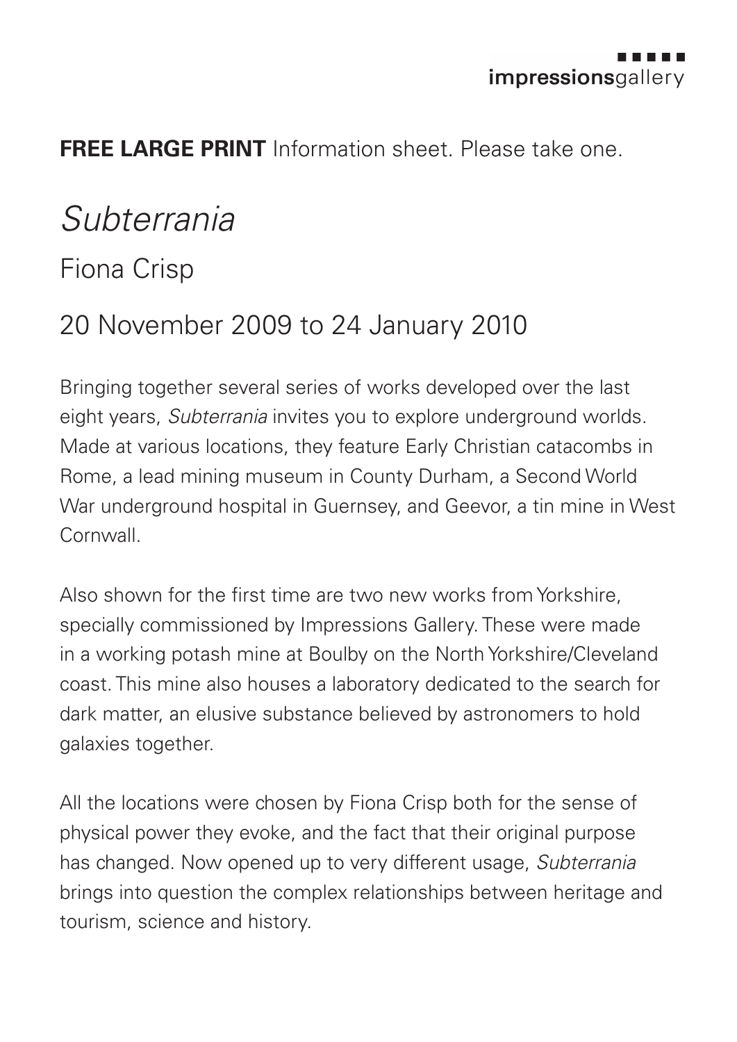impressionsgallery

**FREE LARGE PRINT** Information sheet. Please take one.

# *Subterrania*

## Fiona Crisp

## 20 November 2009 to 24 January 2010

Bringing together several series of works developed over the last eight years, *Subterrania* invites you to explore underground worlds. Made at various locations, they feature Early Christian catacombs in Rome, a lead mining museum in County Durham, a Second World War underground hospital in Guernsey, and Geevor, a tin mine in West Cornwall.

Also shown for the first time are two new works from Yorkshire, specially commissioned by Impressions Gallery. These were made in a working potash mine at Boulby on the North Yorkshire/Cleveland coast. This mine also houses a laboratory dedicated to the search for dark matter, an elusive substance believed by astronomers to hold galaxies together.

All the locations were chosen by Fiona Crisp both for the sense of physical power they evoke, and the fact that their original purpose has changed. Now opened up to very different usage, *Subterrania* brings into question the complex relationships between heritage and tourism, science and history.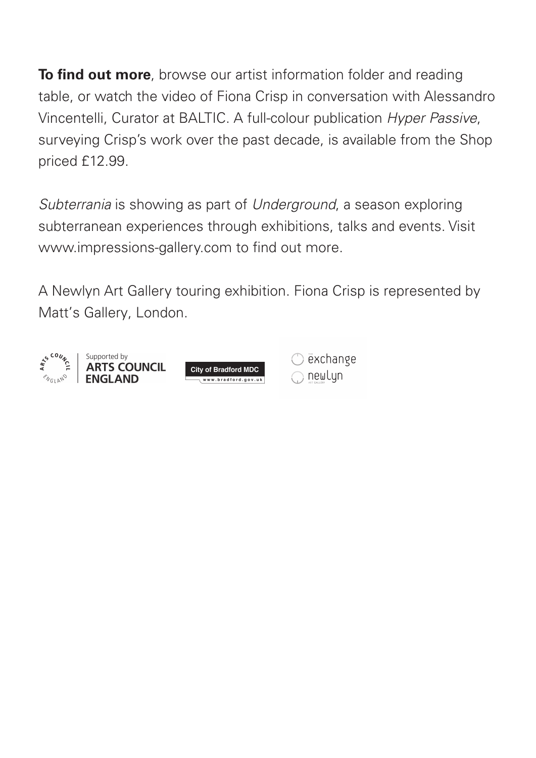**To find out more**, browse our artist information folder and reading table, or watch the video of Fiona Crisp in conversation with Alessandro Vincentelli, Curator at BALTIC. A full-colour publication *Hyper Passive*, surveying Crisp's work over the past decade, is available from the Shop priced £12.99.

*Subterrania* is showing as part of *Underground*, a season exploring subterranean experiences through exhibitions, talks and events. Visit www.impressions-gallery.com to find out more.

A Newlyn Art Gallery touring exhibition. Fiona Crisp is represented by Matt's Gallery, London.

Supported by ARTS COUNCIL ENGLAND

City of Bradford MDC www.bradford.gov.uk

exchange newlyn